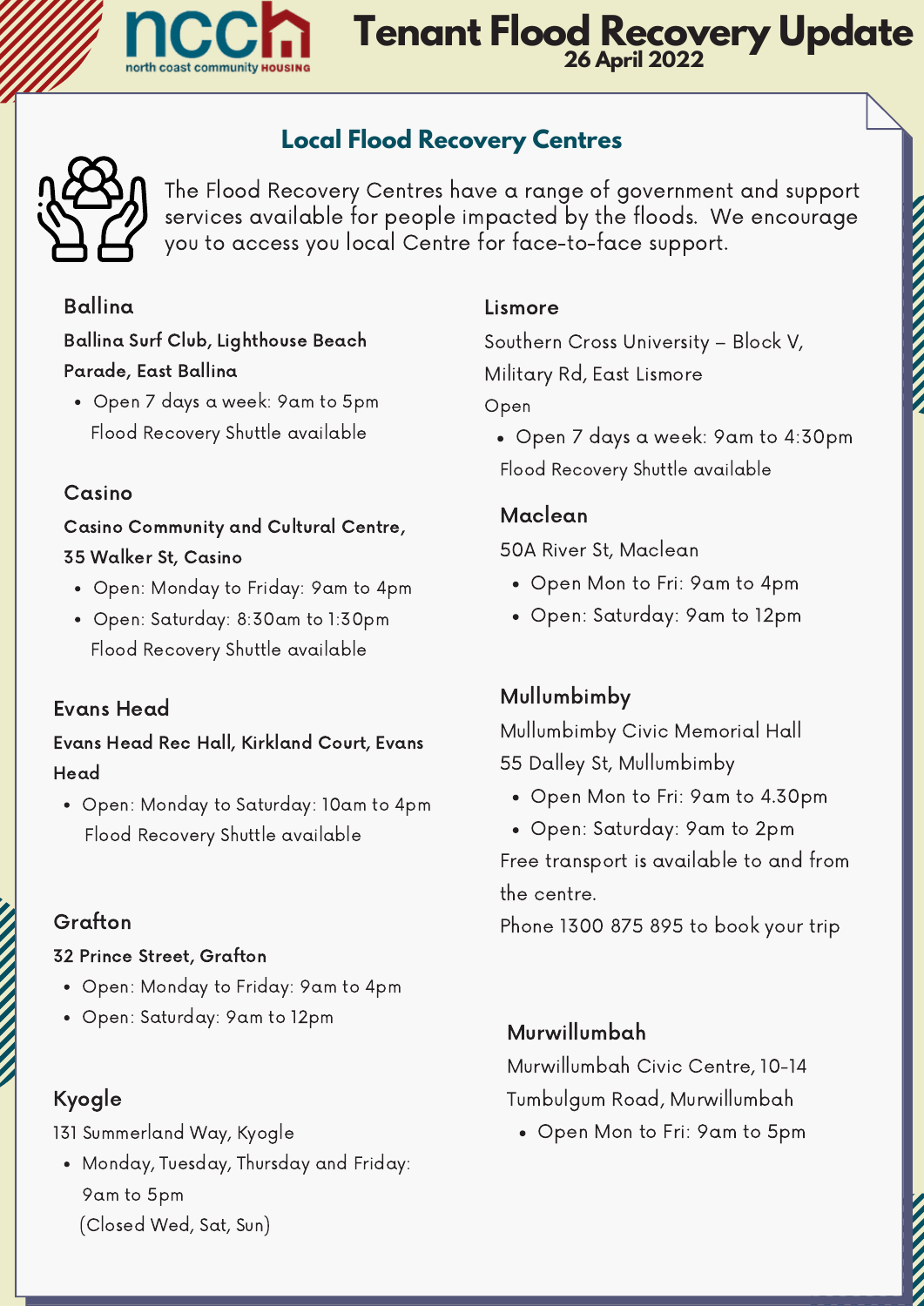# Tenant Flood Recovery Update

26 April 2022

## Local Flood Recovery Centres

The Flood Recovery Centres have a range of government and support services available for people impacted by the floods. We encourage you to access you local Centre for face-to-face support.

### Ballina

**Ballina Surf Club, Lighthouse Beach Parade, East Ballina**

- Open 7 days a week: 9am to 5pm

Flood Recovery Shuttle available

### Casino

**Casino Community and Cultural Centre, 35 Walker St, Casino**

- Open: Monday to Friday: 9am to 4pm
- Open: Saturday: 8:30am to 1:30pm

Flood Recovery Shuttle available

### Evans Head

**Evans Head Rec Hall, Kirkland Court, Evans Head**

- Open: Monday to Saturday: 10am to 4pm

Flood Recovery Shuttle available

### Grafton

**32 Prince Street, Grafton**

- Open: Monday to Friday: 9am to 4pm
- Open: Saturday: 9am to 12pm

### Kyogle

131 Summerland Way, Kyogle

- Monday, Tuesday, Thursday and Friday: 9am to 5pm

(Closed Wed, Sat, Sun)

### Lismore

Southern Cross University – Block V, Military Rd, East Lismore

Open

- Open 7 days a week: 9am to 4:30pm

Flood Recovery Shuttle available

### Maclean

50A River St, Maclean

- Open Mon to Fri: 9am to 4pm
- Open: Saturday: 9am to 12pm

### Mullumbimby

Mullumbimby Civic Memorial Hall

55 Dalley St, Mullumbimby

- Open Mon to Fri: 9am to 4.30pm
- Open: Saturday: 9am to 2pm

Free transport is available to and from the centre.

Phone 1300 875 895 to book your trip

### Murwillumbah

Murwillumbah Civic Centre, 10-14 Tumbulgum Road, Murwillumbah

- Open Mon to Fri: 9am to 5pm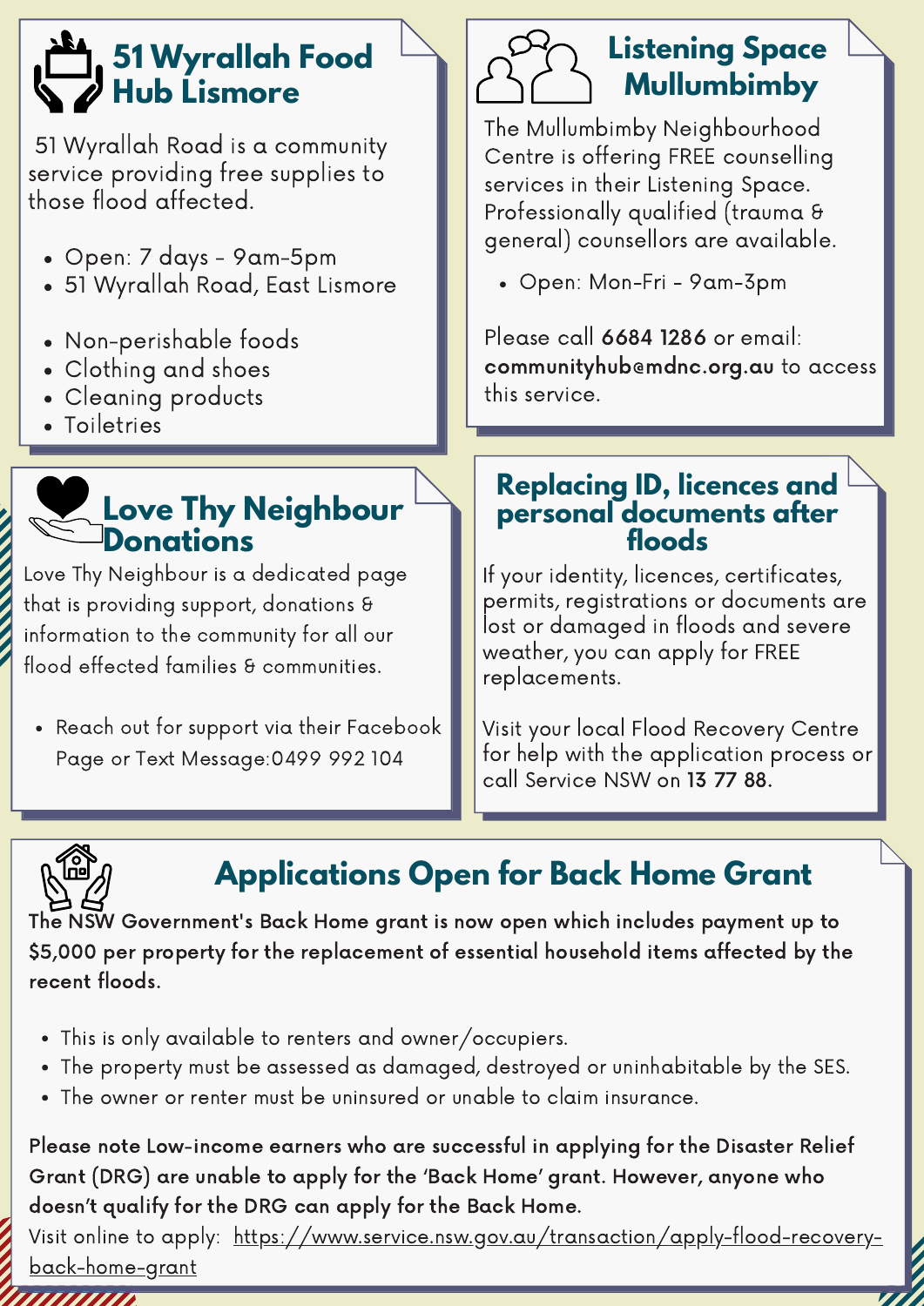## 51 Wyrallah Food Hub Lismore

51 Wyrallah Road is a community service providing free supplies to those flood affected.

- Open: 7 days - 9am-5pm
- 51 Wyrallah Road, East Lismore

- Non-perishable foods
- Clothing and shoes
- Cleaning products
- Toiletries

## Listening Space Mullumbimby

The Mullumbimby Neighbourhood Centre is offering FREE counselling services in their Listening Space. Professionally qualified (trauma & general) counsellors are available.

- Open: Mon-Fri - 9am-3pm

Please call **6684 1286** or email: **communityhub@mdnc.org.au** to access this service.

## Love Thy Neighbour Donations

Love Thy Neighbour is a dedicated page that is providing support, donations & information to the community for all our flood effected families & communities.

- Reach out for support via their Facebook Page or Text Message:0499 992 104

## Replacing ID, licences and personal documents after floods

If your identity, licences, certificates, permits, registrations or documents are lost or damaged in floods and severe weather, you can apply for FREE replacements.

Visit your local Flood Recovery Centre for help with the application process or call Service NSW on **13 77 88**.

## Applications Open for Back Home Grant

**The NSW Government's Back Home grant is now open which includes payment up to $5,000 per property for the replacement of essential household items affected by the recent floods.**

- This is only available to renters and owner/occupiers.
- The property must be assessed as damaged, destroyed or uninhabitable by the SES.
- The owner or renter must be uninsured or unable to claim insurance.

**Please note Low-income earners who are successful in applying for the Disaster Relief Grant (DRG) are unable to apply for the 'Back Home' grant. However, anyone who doesn't qualify for the DRG can apply for the Back Home.**

Visit online to apply: https://www.service.nsw.gov.au/transaction/apply-flood-recovery-back-home-grant